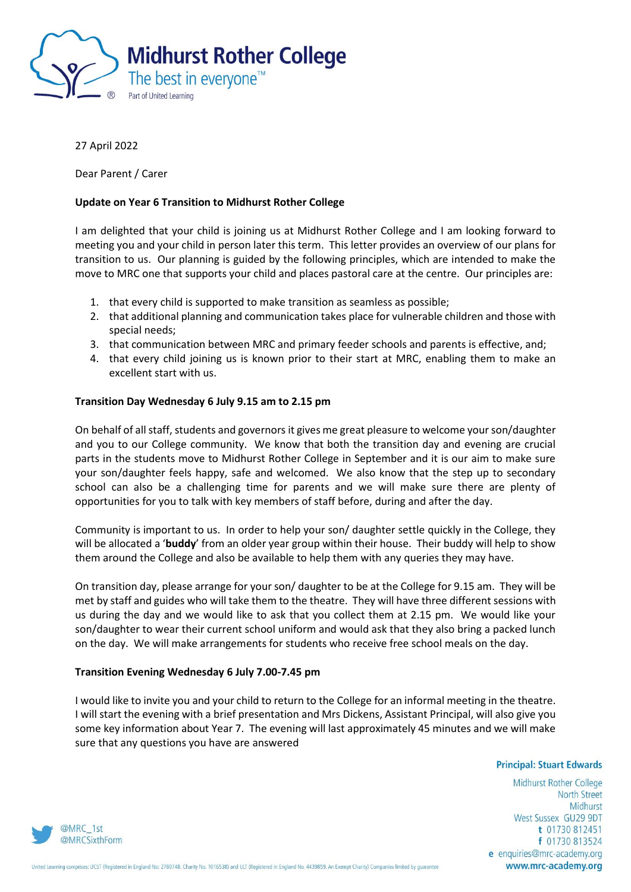**Midhurst Rother College**
The best in everyone™
Part of United Learning

27 April 2022

Dear Parent / Carer

**Update on Year 6 Transition to Midhurst Rother College**

I am delighted that your child is joining us at Midhurst Rother College and I am looking forward to meeting you and your child in person later this term. This letter provides an overview of our plans for transition to us. Our planning is guided by the following principles, which are intended to make the move to MRC one that supports your child and places pastoral care at the centre. Our principles are:

1. that every child is supported to make transition as seamless as possible;
2. that additional planning and communication takes place for vulnerable children and those with special needs;
3. that communication between MRC and primary feeder schools and parents is effective, and;
4. that every child joining us is known prior to their start at MRC, enabling them to make an excellent start with us.

**Transition Day Wednesday 6 July 9.15 am to 2.15 pm**

On behalf of all staff, students and governors it gives me great pleasure to welcome your son/daughter and you to our College community. We know that both the transition day and evening are crucial parts in the students move to Midhurst Rother College in September and it is our aim to make sure your son/daughter feels happy, safe and welcomed. We also know that the step up to secondary school can also be a challenging time for parents and we will make sure there are plenty of opportunities for you to talk with key members of staff before, during and after the day.

Community is important to us. In order to help your son/ daughter settle quickly in the College, they will be allocated a '**buddy**' from an older year group within their house. Their buddy will help to show them around the College and also be available to help them with any queries they may have.

On transition day, please arrange for your son/ daughter to be at the College for 9.15 am. They will be met by staff and guides who will take them to the theatre. They will have three different sessions with us during the day and we would like to ask that you collect them at 2.15 pm. We would like your son/daughter to wear their current school uniform and would ask that they also bring a packed lunch on the day. We will make arrangements for students who receive free school meals on the day.

**Transition Evening Wednesday 6 July 7.00-7.45 pm**

I would like to invite you and your child to return to the College for an informal meeting in the theatre. I will start the evening with a brief presentation and Mrs Dickens, Assistant Principal, will also give you some key information about Year 7. The evening will last approximately 45 minutes and we will make sure that any questions you have are answered

**Principal: Stuart Edwards**

Midhurst Rother College
North Street
Midhurst
West Sussex GU29 9DT
**t** 01730 812451
**f** 01730 813524
**e** enquiries@mrc-academy.org
**www.mrc-academy.org**

@MRC_1st
@MRCSixthForm

United Learning comprises: UCST (Registered in England No: 2780748. Charity No. 1016538) and ULT (Registered in England No. 4439859. An Exempt Charity) Companies limited by guarantee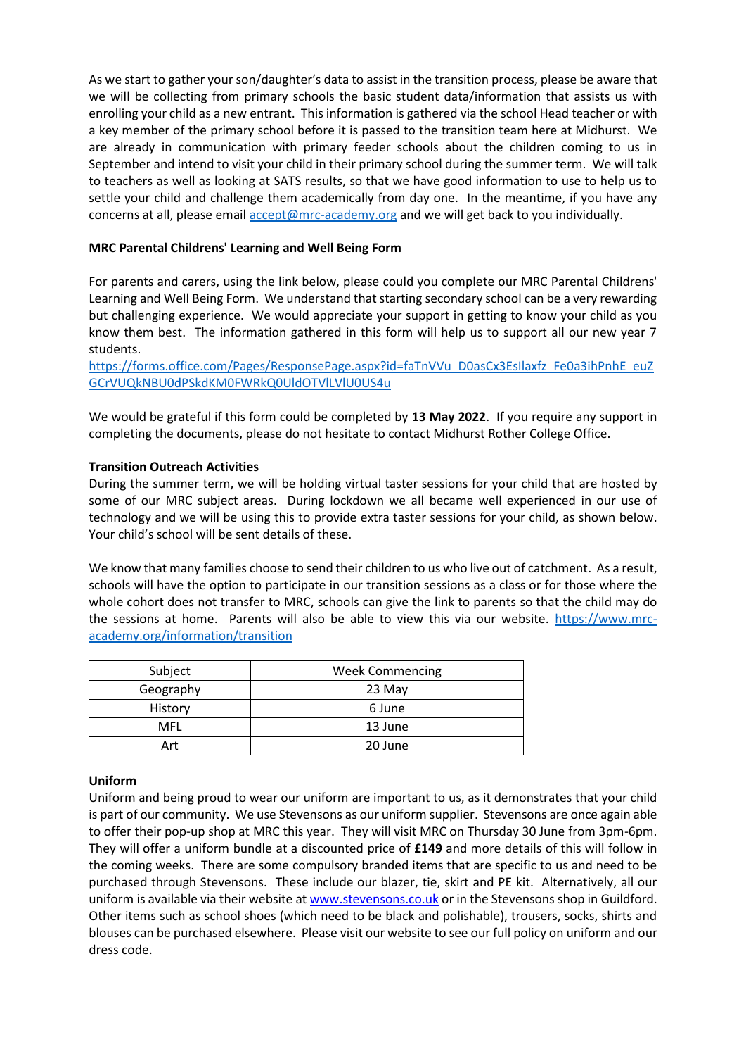As we start to gather your son/daughter's data to assist in the transition process, please be aware that we will be collecting from primary schools the basic student data/information that assists us with enrolling your child as a new entrant. This information is gathered via the school Head teacher or with a key member of the primary school before it is passed to the transition team here at Midhurst. We are already in communication with primary feeder schools about the children coming to us in September and intend to visit your child in their primary school during the summer term. We will talk to teachers as well as looking at SATS results, so that we have good information to use to help us to settle your child and challenge them academically from day one. In the meantime, if you have any concerns at all, please email accept@mrc-academy.org and we will get back to you individually.

**MRC Parental Childrens' Learning and Well Being Form**

For parents and carers, using the link below, please could you complete our MRC Parental Childrens' Learning and Well Being Form. We understand that starting secondary school can be a very rewarding but challenging experience. We would appreciate your support in getting to know your child as you know them best. The information gathered in this form will help us to support all our new year 7 students.

https://forms.office.com/Pages/ResponsePage.aspx?id=faTnVVu_D0asCx3EsIlaxfz_Fe0a3ihPnhE_euZGCrVUQkNBU0dPSkdKM0FWRkQ0UldOTVlLVlU0US4u

We would be grateful if this form could be completed by **13 May 2022**. If you require any support in completing the documents, please do not hesitate to contact Midhurst Rother College Office.

**Transition Outreach Activities**

During the summer term, we will be holding virtual taster sessions for your child that are hosted by some of our MRC subject areas. During lockdown we all became well experienced in our use of technology and we will be using this to provide extra taster sessions for your child, as shown below. Your child's school will be sent details of these.

We know that many families choose to send their children to us who live out of catchment. As a result, schools will have the option to participate in our transition sessions as a class or for those where the whole cohort does not transfer to MRC, schools can give the link to parents so that the child may do the sessions at home. Parents will also be able to view this via our website. https://www.mrc-academy.org/information/transition

| Subject | Week Commencing |
|---|---|
| Geography | 23 May |
| History | 6 June |
| MFL | 13 June |
| Art | 20 June |

**Uniform**

Uniform and being proud to wear our uniform are important to us, as it demonstrates that your child is part of our community. We use Stevensons as our uniform supplier. Stevensons are once again able to offer their pop-up shop at MRC this year. They will visit MRC on Thursday 30 June from 3pm-6pm. They will offer a uniform bundle at a discounted price of **£149** and more details of this will follow in the coming weeks. There are some compulsory branded items that are specific to us and need to be purchased through Stevensons. These include our blazer, tie, skirt and PE kit. Alternatively, all our uniform is available via their website at www.stevensons.co.uk or in the Stevensons shop in Guildford. Other items such as school shoes (which need to be black and polishable), trousers, socks, shirts and blouses can be purchased elsewhere. Please visit our website to see our full policy on uniform and our dress code.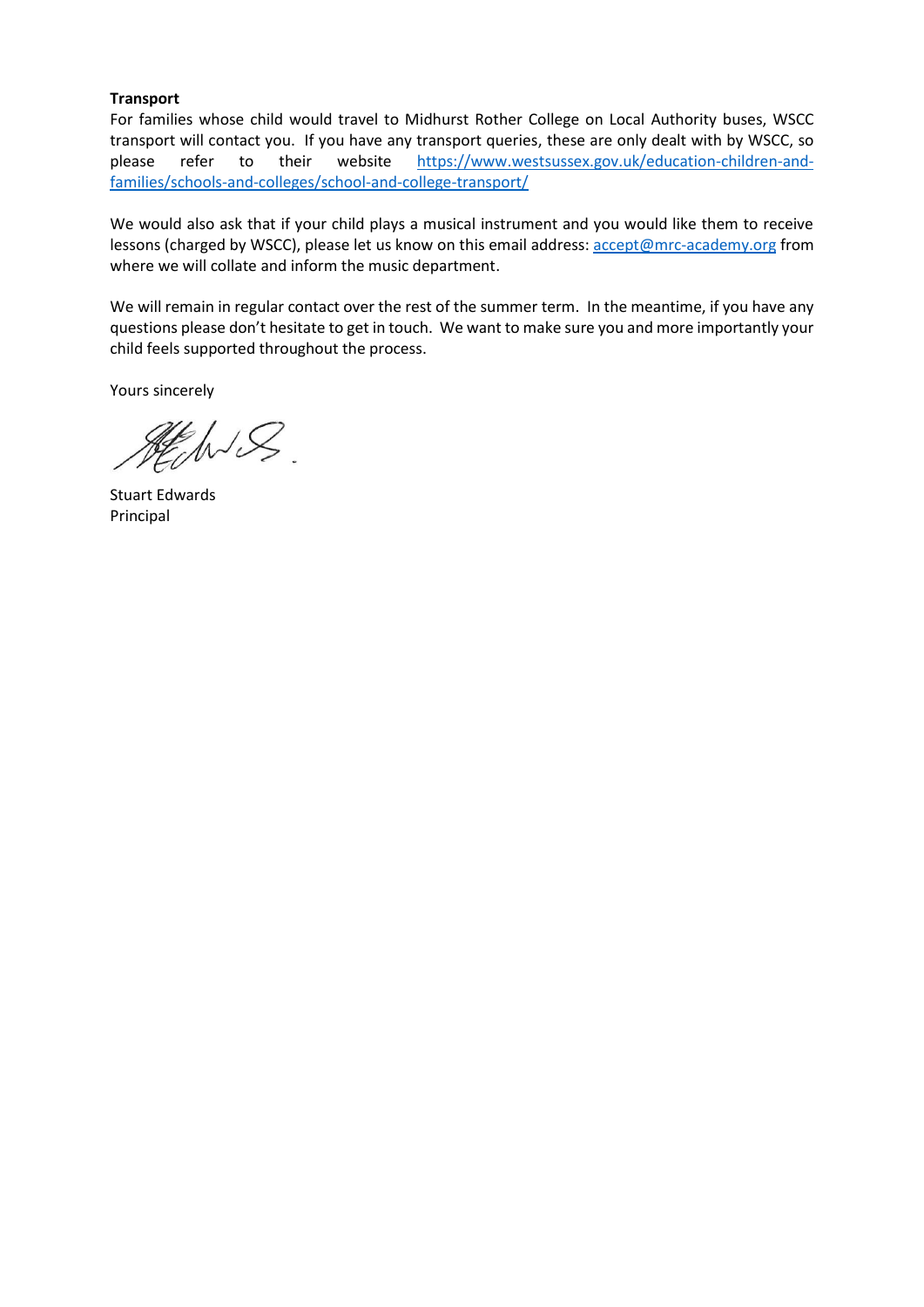**Transport**

For families whose child would travel to Midhurst Rother College on Local Authority buses, WSCC transport will contact you. If you have any transport queries, these are only dealt with by WSCC, so please refer to their website https://www.westsussex.gov.uk/education-children-and-families/schools-and-colleges/school-and-college-transport/

We would also ask that if your child plays a musical instrument and you would like them to receive lessons (charged by WSCC), please let us know on this email address: accept@mrc-academy.org from where we will collate and inform the music department.

We will remain in regular contact over the rest of the summer term. In the meantime, if you have any questions please don't hesitate to get in touch. We want to make sure you and more importantly your child feels supported throughout the process.

Yours sincerely

Stuart Edwards
Principal